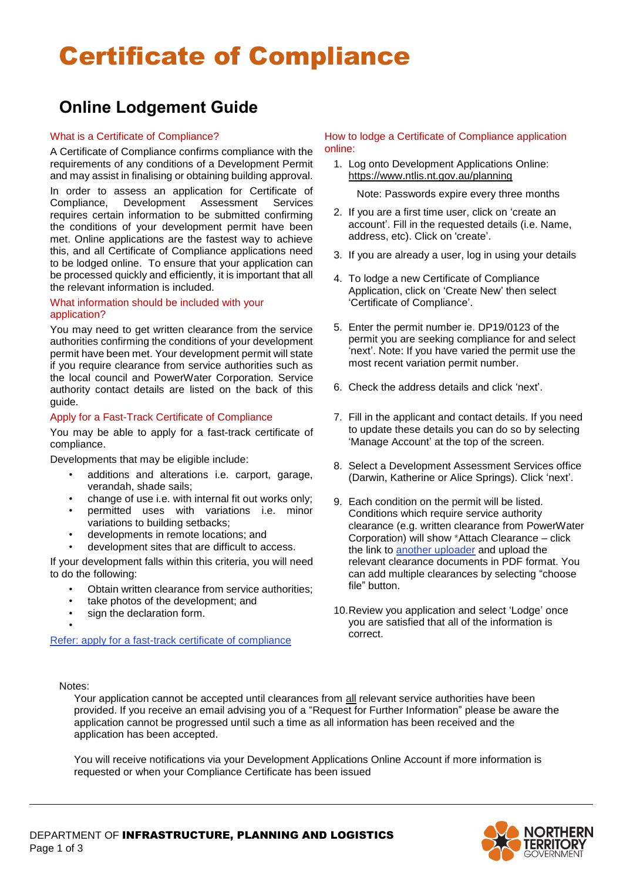# Certificate of Compliance

## Online Lodgement Guide

### What is a Certificate of Compliance?

A Certificate of Compliance confirms compliance with the requirements of any conditions of a Development Permit and may assist in finalising or obtaining building approval.

In order to assess an application for Certificate of Compliance, Development Assessment Services requires certain information to be submitted confirming the conditions of your development permit have been met. Online applications are the fastest way to achieve this, and all Certificate of Compliance applications need to be lodged online. To ensure that your application can be processed quickly and efficiently, it is important that all the relevant information is included.

### What information should be included with your application?

You may need to get written clearance from the service authorities confirming the conditions of your development permit have been met. Your development permit will state if you require clearance from service authorities such as the local council and PowerWater Corporation. Service authority contact details are listed on the back of this guide.

### Apply for a Fast-Track Certificate of Compliance

You may be able to apply for a fast-track certificate of compliance.

Developments that may be eligible include:

- additions and alterations i.e. carport, garage, verandah, shade sails;
- change of use i.e. with internal fit out works only;
- permitted uses with variations i.e. minor variations to building setbacks;
- developments in remote locations; and
- development sites that are difficult to access.

If your development falls within this criteria, you will need to do the following:

- Obtain written clearance from service authorities;
- take photos of the development; and
- sign the declaration form.

Refer: apply for a fast-track certificate of compliance

### How to lodge a Certificate of Compliance application online:

1. Log onto Development Applications Online: https://www.ntlis.nt.gov.au/planning

   Note: Passwords expire every three months

2. If you are a first time user, click on 'create an account'. Fill in the requested details (i.e. Name, address, etc). Click on 'create'.
3. If you are already a user, log in using your details
4. To lodge a new Certificate of Compliance Application, click on 'Create New' then select 'Certificate of Compliance'.
5. Enter the permit number ie. DP19/0123 of the permit you are seeking compliance for and select 'next'. Note: If you have varied the permit use the most recent variation permit number.
6. Check the address details and click 'next'.
7. Fill in the applicant and contact details. If you need to update these details you can do so by selecting 'Manage Account' at the top of the screen.
8. Select a Development Assessment Services office (Darwin, Katherine or Alice Springs). Click 'next'.
9. Each condition on the permit will be listed. Conditions which require service authority clearance (e.g. written clearance from PowerWater Corporation) will show *Attach Clearance – click the link to another uploader and upload the relevant clearance documents in PDF format. You can add multiple clearances by selecting "choose file" button.
10. Review you application and select 'Lodge' once you are satisfied that all of the information is correct.

Notes:

Your application cannot be accepted until clearances from all relevant service authorities have been provided. If you receive an email advising you of a "Request for Further Information" please be aware the application cannot be progressed until such a time as all information has been received and the application has been accepted.

You will receive notifications via your Development Applications Online Account if more information is requested or when your Compliance Certificate has been issued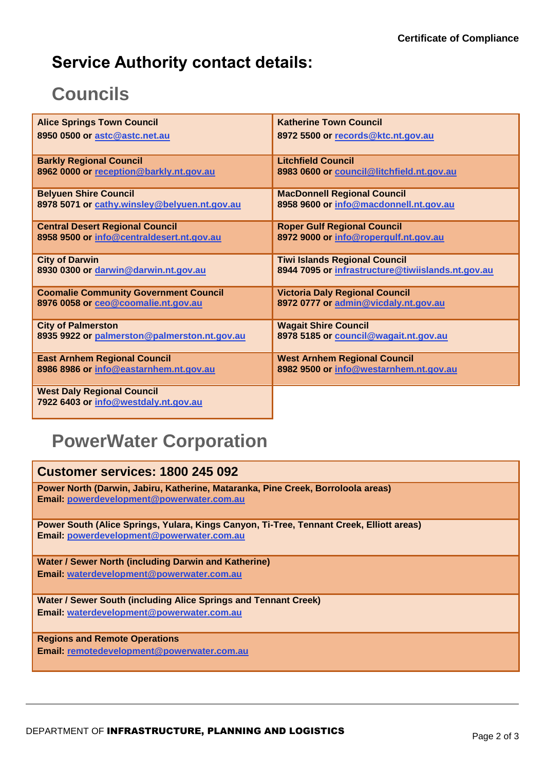# Service Authority contact details:

## Councils

| | |
|---|---|
| **Alice Springs Town Council**<br>**8950 0500 or [astc@astc.net.au](mailto:astc@astc.net.au)** | **Katherine Town Council**<br>**8972 5500 or [records@ktc.nt.gov.au](mailto:records@ktc.nt.gov.au)** |
| **Barkly Regional Council**<br>**8962 0000 or [reception@barkly.nt.gov.au](mailto:reception@barkly.nt.gov.au)** | **Litchfield Council**<br>**8983 0600 or [council@litchfield.nt.gov.au](mailto:council@litchfield.nt.gov.au)** |
| **Belyuen Shire Council**<br>**8978 5071 or [cathy.winsley@belyuen.nt.gov.au](mailto:cathy.winsley@belyuen.nt.gov.au)** | **MacDonnell Regional Council**<br>**8958 9600 or [info@macdonnell.nt.gov.au](mailto:info@macdonnell.nt.gov.au)** |
| **Central Desert Regional Council**<br>**8958 9500 or [info@centraldesert.nt.gov.au](mailto:info@centraldesert.nt.gov.au)** | **Roper Gulf Regional Council**<br>**8972 9000 or [info@ropergulf.nt.gov.au](mailto:info@ropergulf.nt.gov.au)** |
| **City of Darwin**<br>**8930 0300 or [darwin@darwin.nt.gov.au](mailto:darwin@darwin.nt.gov.au)** | **Tiwi Islands Regional Council**<br>**8944 7095 or [infrastructure@tiwiislands.nt.gov.au](mailto:infrastructure@tiwiislands.nt.gov.au)** |
| **Coomalie Community Government Council**<br>**8976 0058 or [ceo@coomalie.nt.gov.au](mailto:ceo@coomalie.nt.gov.au)** | **Victoria Daly Regional Council**<br>**8972 0777 or [admin@vicdaly.nt.gov.au](mailto:admin@vicdaly.nt.gov.au)** |
| **City of Palmerston**<br>**8935 9922 or [palmerston@palmerston.nt.gov.au](mailto:palmerston@palmerston.nt.gov.au)** | **Wagait Shire Council**<br>**8978 5185 or [council@wagait.nt.gov.au](mailto:council@wagait.nt.gov.au)** |
| **East Arnhem Regional Council**<br>**8986 8986 or [info@eastarnhem.nt.gov.au](mailto:info@eastarnhem.nt.gov.au)** | **West Arnhem Regional Council**<br>**8982 9500 or [info@westarnhem.nt.gov.au](mailto:info@westarnhem.nt.gov.au)** |
| **West Daly Regional Council**<br>**7922 6403 or [info@westdaly.nt.gov.au](mailto:info@westdaly.nt.gov.au)** | |

## PowerWater Corporation

| **Customer services: 1800 245 092** |
|---|
| **Power North (Darwin, Jabiru, Katherine, Mataranka, Pine Creek, Borroloola areas)**<br>**Email: [powerdevelopment@powerwater.com.au](mailto:powerdevelopment@powerwater.com.au)** |
| **Power South (Alice Springs, Yulara, Kings Canyon, Ti-Tree, Tennant Creek, Elliott areas)**<br>**Email: [powerdevelopment@powerwater.com.au](mailto:powerdevelopment@powerwater.com.au)** |
| **Water / Sewer North (including Darwin and Katherine)**<br>**Email: [waterdevelopment@powerwater.com.au](mailto:waterdevelopment@powerwater.com.au)** |
| **Water / Sewer South (including Alice Springs and Tennant Creek)**<br>**Email: [waterdevelopment@powerwater.com.au](mailto:waterdevelopment@powerwater.com.au)** |
| **Regions and Remote Operations**<br>**Email: [remotedevelopment@powerwater.com.au](mailto:remotedevelopment@powerwater.com.au)** |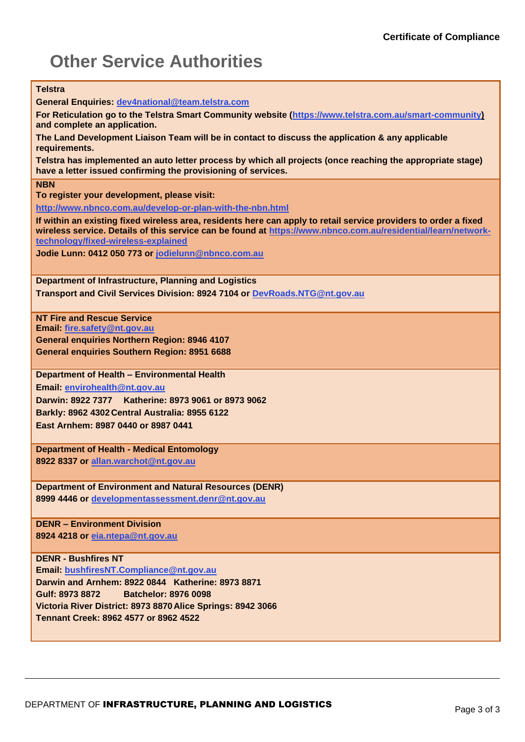# Other Service Authorities

**Telstra**

**General Enquiries: dev4national@team.telstra.com**

**For Reticulation go to the Telstra Smart Community website (https://www.telstra.com.au/smart-community) and complete an application.**

**The Land Development Liaison Team will be in contact to discuss the application & any applicable requirements.**

**Telstra has implemented an auto letter process by which all projects (once reaching the appropriate stage) have a letter issued confirming the provisioning of services.**

**NBN**

**To register your development, please visit:**

**http://www.nbnco.com.au/develop-or-plan-with-the-nbn.html**

**If within an existing fixed wireless area, residents here can apply to retail service providers to order a fixed wireless service. Details of this service can be found at https://www.nbnco.com.au/residential/learn/network-technology/fixed-wireless-explained**

**Jodie Lunn: 0412 050 773 or jodielunn@nbnco.com.au**

**Department of Infrastructure, Planning and Logistics**

**Transport and Civil Services Division: 8924 7104 or DevRoads.NTG@nt.gov.au**

**NT Fire and Rescue Service**

**Email: fire.safety@nt.gov.au**

**General enquiries Northern Region: 8946 4107**

**General enquiries Southern Region: 8951 6688**

**Department of Health – Environmental Health**

**Email: envirohealth@nt.gov.au**

**Darwin: 8922 7377 Katherine: 8973 9061 or 8973 9062**

**Barkly: 8962 4302 Central Australia: 8955 6122**

**East Arnhem: 8987 0440 or 8987 0441**

**Department of Health - Medical Entomology**

**8922 8337 or allan.warchot@nt.gov.au**

**Department of Environment and Natural Resources (DENR)**

**8999 4446 or developmentassessment.denr@nt.gov.au**

**DENR – Environment Division**

**8924 4218 or eia.ntepa@nt.gov.au**

**DENR - Bushfires NT**

**Email: bushfiresNT.Compliance@nt.gov.au**

**Darwin and Arnhem: 8922 0844 Katherine: 8973 8871**

**Gulf: 8973 8872 Batchelor: 8976 0098**

**Victoria River District: 8973 8870 Alice Springs: 8942 3066**

**Tennant Creek: 8962 4577 or 8962 4522**